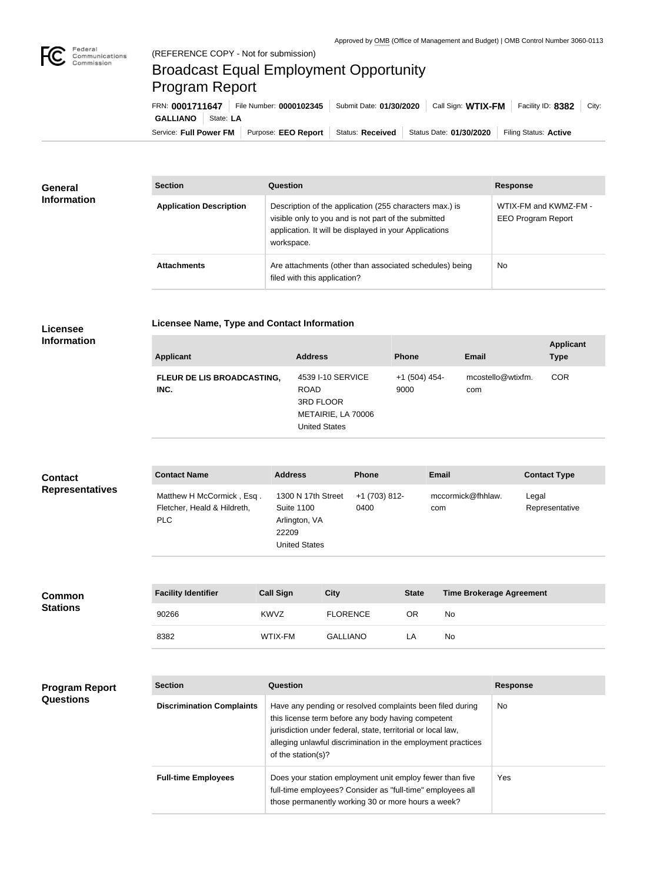Approved by OMB (Office of Management and Budget) | OMB Control Number 3060-0113

(REFERENCE COPY - Not for submission)

# Broadcast Equal Employment Opportunity Program Report

FRN: **0001711647** | File Number: **0000102345** | Submit Date: **01/30/2020** | Call Sign: **WTIX-FM** | Facility ID: **8382** | City: **GALLIANO** | State: **LA**

Service: **Full Power FM** | Purpose: **EEO Report** | Status: **Received** | Status Date: **01/30/2020** | Filing Status: **Active**

## General Information

| Section | Question | Response |
| --- | --- | --- |
| Application Description | Description of the application (255 characters max.) is visible only to you and is not part of the submitted application. It will be displayed in your Applications workspace. | WTIX-FM and KWMZ-FM - EEO Program Report |
| Attachments | Are attachments (other than associated schedules) being filed with this application? | No |

## Licensee Information

### Licensee Name, Type and Contact Information

| Applicant | Address | Phone | Email | Applicant Type |
| --- | --- | --- | --- | --- |
| FLEUR DE LIS BROADCASTING, INC. | 4539 I-10 SERVICE ROAD 3RD FLOOR METAIRIE, LA 70006 United States | +1 (504) 454-9000 | mcostello@wtixfm.com | COR |

## Contact Representatives

| Contact Name | Address | Phone | Email | Contact Type |
| --- | --- | --- | --- | --- |
| Matthew H McCormick , Esq . Fletcher, Heald & Hildreth, PLC | 1300 N 17th Street Suite 1100 Arlington, VA 22209 United States | +1 (703) 812-0400 | mccormick@fhhlaw.com | Legal Representative |

## Common Stations

| Facility Identifier | Call Sign | City | State | Time Brokerage Agreement |
| --- | --- | --- | --- | --- |
| 90266 | KWVZ | FLORENCE | OR | No |
| 8382 | WTIX-FM | GALLIANO | LA | No |

## Program Report Questions

| Section | Question | Response |
| --- | --- | --- |
| Discrimination Complaints | Have any pending or resolved complaints been filed during this license term before any body having competent jurisdiction under federal, state, territorial or local law, alleging unlawful discrimination in the employment practices of the station(s)? | No |
| Full-time Employees | Does your station employment unit employ fewer than five full-time employees? Consider as "full-time" employees all those permanently working 30 or more hours a week? | Yes |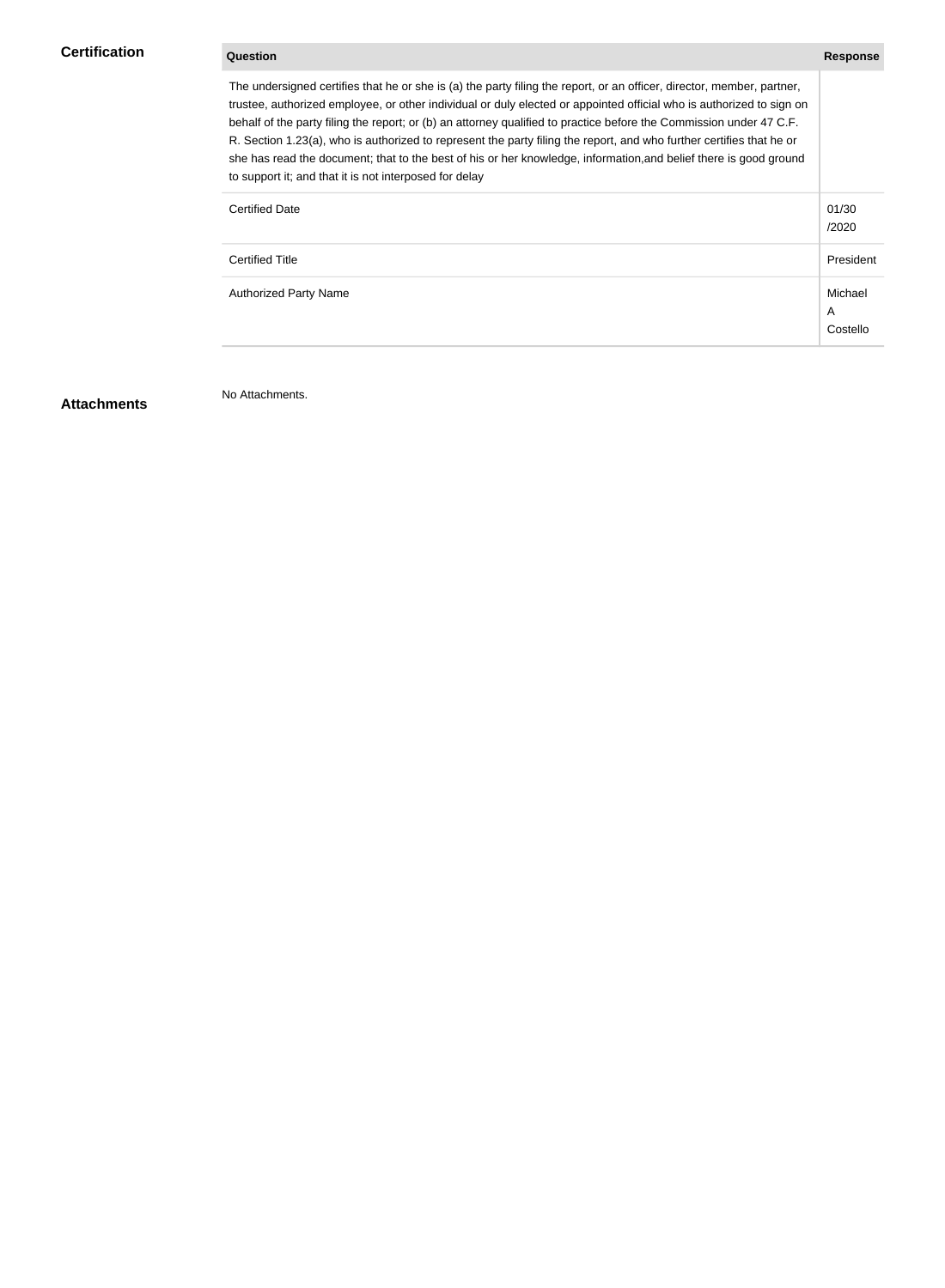## Certification

| Question | Response |
|---|---|
| The undersigned certifies that he or she is (a) the party filing the report, or an officer, director, member, partner, trustee, authorized employee, or other individual or duly elected or appointed official who is authorized to sign on behalf of the party filing the report; or (b) an attorney qualified to practice before the Commission under 47 C.F. R. Section 1.23(a), who is authorized to represent the party filing the report, and who further certifies that he or she has read the document; that to the best of his or her knowledge, information,and belief there is good ground to support it; and that it is not interposed for delay | |
| Certified Date | 01/30/2020 |
| Certified Title | President |
| Authorized Party Name | Michael A Costello |

## Attachments

No Attachments.